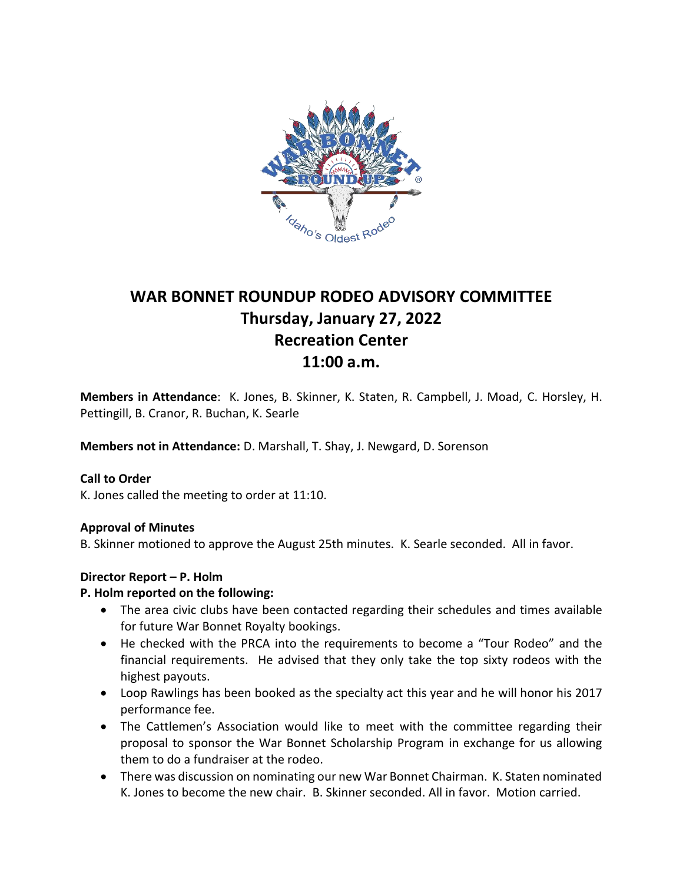# WAR BONNET ROUNDUP RODEO ADVISORY COMMITTEE
## Thursday, January 27, 2022
## Recreation Center
## 11:00 a.m.

**Members in Attendance**: K. Jones, B. Skinner, K. Staten, R. Campbell, J. Moad, C. Horsley, H. Pettingill, B. Cranor, R. Buchan, K. Searle

**Members not in Attendance:** D. Marshall, T. Shay, J. Newgard, D. Sorenson

**Call to Order**

K. Jones called the meeting to order at 11:10.

**Approval of Minutes**

B. Skinner motioned to approve the August 25th minutes. K. Searle seconded. All in favor.

**Director Report – P. Holm**

**P. Holm reported on the following:**

- The area civic clubs have been contacted regarding their schedules and times available for future War Bonnet Royalty bookings.
- He checked with the PRCA into the requirements to become a "Tour Rodeo" and the financial requirements. He advised that they only take the top sixty rodeos with the highest payouts.
- Loop Rawlings has been booked as the specialty act this year and he will honor his 2017 performance fee.
- The Cattlemen's Association would like to meet with the committee regarding their proposal to sponsor the War Bonnet Scholarship Program in exchange for us allowing them to do a fundraiser at the rodeo.
- There was discussion on nominating our new War Bonnet Chairman. K. Staten nominated K. Jones to become the new chair. B. Skinner seconded. All in favor. Motion carried.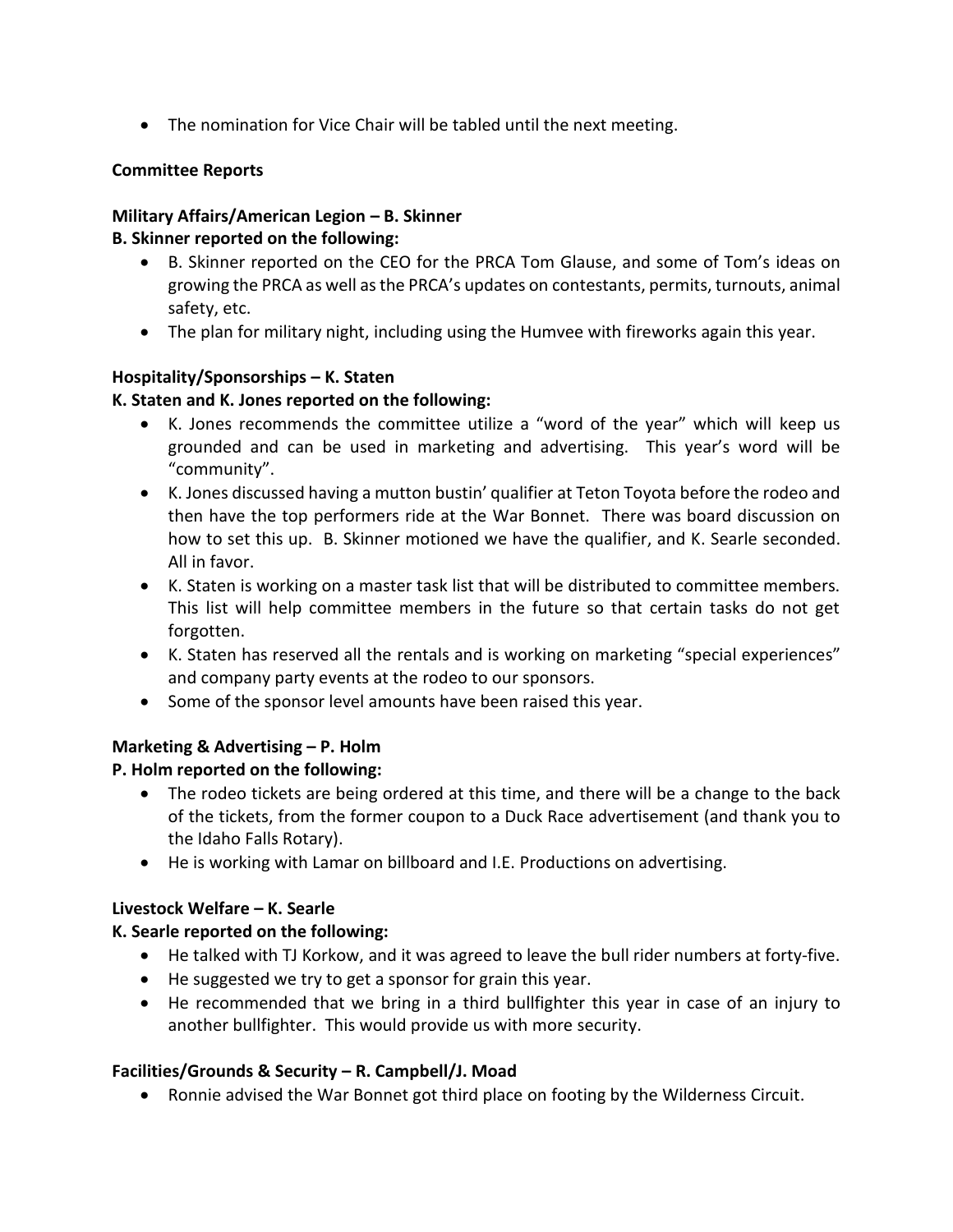- The nomination for Vice Chair will be tabled until the next meeting.

**Committee Reports**

**Military Affairs/American Legion – B. Skinner**

**B. Skinner reported on the following:**

- B. Skinner reported on the CEO for the PRCA Tom Glause, and some of Tom's ideas on growing the PRCA as well as the PRCA's updates on contestants, permits, turnouts, animal safety, etc.
- The plan for military night, including using the Humvee with fireworks again this year.

**Hospitality/Sponsorships – K. Staten**

**K. Staten and K. Jones reported on the following:**

- K. Jones recommends the committee utilize a "word of the year" which will keep us grounded and can be used in marketing and advertising. This year's word will be "community".
- K. Jones discussed having a mutton bustin' qualifier at Teton Toyota before the rodeo and then have the top performers ride at the War Bonnet. There was board discussion on how to set this up. B. Skinner motioned we have the qualifier, and K. Searle seconded. All in favor.
- K. Staten is working on a master task list that will be distributed to committee members. This list will help committee members in the future so that certain tasks do not get forgotten.
- K. Staten has reserved all the rentals and is working on marketing "special experiences" and company party events at the rodeo to our sponsors.
- Some of the sponsor level amounts have been raised this year.

**Marketing & Advertising – P. Holm**

**P. Holm reported on the following:**

- The rodeo tickets are being ordered at this time, and there will be a change to the back of the tickets, from the former coupon to a Duck Race advertisement (and thank you to the Idaho Falls Rotary).
- He is working with Lamar on billboard and I.E. Productions on advertising.

**Livestock Welfare – K. Searle**

**K. Searle reported on the following:**

- He talked with TJ Korkow, and it was agreed to leave the bull rider numbers at forty-five.
- He suggested we try to get a sponsor for grain this year.
- He recommended that we bring in a third bullfighter this year in case of an injury to another bullfighter. This would provide us with more security.

**Facilities/Grounds & Security – R. Campbell/J. Moad**

- Ronnie advised the War Bonnet got third place on footing by the Wilderness Circuit.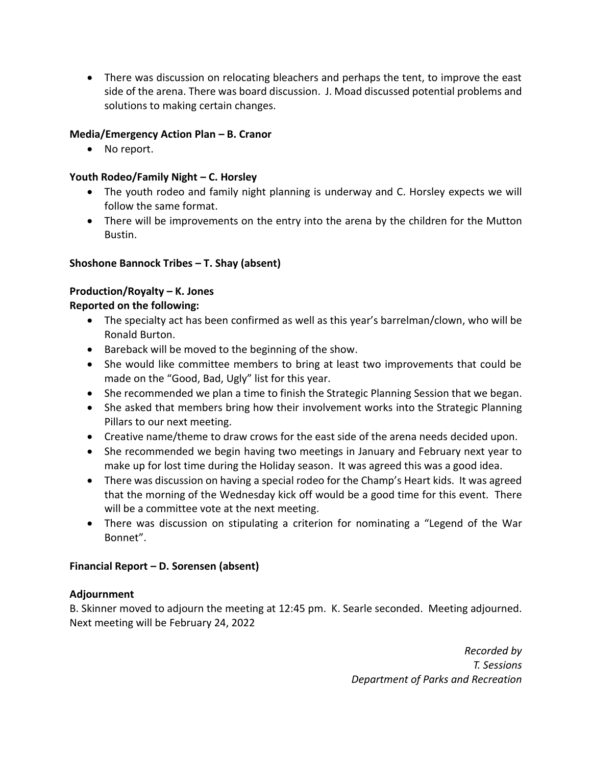- There was discussion on relocating bleachers and perhaps the tent, to improve the east side of the arena. There was board discussion. J. Moad discussed potential problems and solutions to making certain changes.

**Media/Emergency Action Plan – B. Cranor**

- No report.

**Youth Rodeo/Family Night – C. Horsley**

- The youth rodeo and family night planning is underway and C. Horsley expects we will follow the same format.
- There will be improvements on the entry into the arena by the children for the Mutton Bustin.

**Shoshone Bannock Tribes – T. Shay (absent)**

**Production/Royalty – K. Jones**
**Reported on the following:**

- The specialty act has been confirmed as well as this year's barrelman/clown, who will be Ronald Burton.
- Bareback will be moved to the beginning of the show.
- She would like committee members to bring at least two improvements that could be made on the "Good, Bad, Ugly" list for this year.
- She recommended we plan a time to finish the Strategic Planning Session that we began.
- She asked that members bring how their involvement works into the Strategic Planning Pillars to our next meeting.
- Creative name/theme to draw crows for the east side of the arena needs decided upon.
- She recommended we begin having two meetings in January and February next year to make up for lost time during the Holiday season. It was agreed this was a good idea.
- There was discussion on having a special rodeo for the Champ's Heart kids. It was agreed that the morning of the Wednesday kick off would be a good time for this event. There will be a committee vote at the next meeting.
- There was discussion on stipulating a criterion for nominating a "Legend of the War Bonnet".

**Financial Report – D. Sorensen (absent)**

**Adjournment**

B. Skinner moved to adjourn the meeting at 12:45 pm. K. Searle seconded. Meeting adjourned. Next meeting will be February 24, 2022

*Recorded by*
*T. Sessions*
*Department of Parks and Recreation*